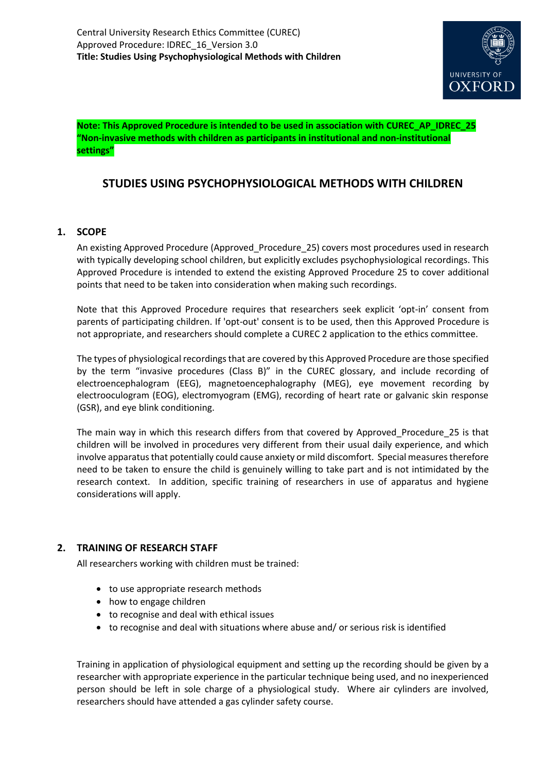Central University Research Ethics Committee (CUREC)
Approved Procedure: IDREC_16_Version 3.0
**Title: Studies Using Psychophysiological Methods with Children**

**Note: This Approved Procedure is intended to be used in association with CUREC_AP_IDREC_25 "Non-invasive methods with children as participants in institutional and non-institutional settings"**

# STUDIES USING PSYCHOPHYSIOLOGICAL METHODS WITH CHILDREN

## 1. SCOPE

An existing Approved Procedure (Approved_Procedure_25) covers most procedures used in research with typically developing school children, but explicitly excludes psychophysiological recordings. This Approved Procedure is intended to extend the existing Approved Procedure 25 to cover additional points that need to be taken into consideration when making such recordings.

Note that this Approved Procedure requires that researchers seek explicit 'opt-in' consent from parents of participating children. If 'opt-out' consent is to be used, then this Approved Procedure is not appropriate, and researchers should complete a CUREC 2 application to the ethics committee.

The types of physiological recordings that are covered by this Approved Procedure are those specified by the term "invasive procedures (Class B)" in the CUREC glossary, and include recording of electroencephalogram (EEG), magnetoencephalography (MEG), eye movement recording by electrooculogram (EOG), electromyogram (EMG), recording of heart rate or galvanic skin response (GSR), and eye blink conditioning.

The main way in which this research differs from that covered by Approved_Procedure_25 is that children will be involved in procedures very different from their usual daily experience, and which involve apparatus that potentially could cause anxiety or mild discomfort. Special measures therefore need to be taken to ensure the child is genuinely willing to take part and is not intimidated by the research context. In addition, specific training of researchers in use of apparatus and hygiene considerations will apply.

## 2. TRAINING OF RESEARCH STAFF

All researchers working with children must be trained:

- to use appropriate research methods
- how to engage children
- to recognise and deal with ethical issues
- to recognise and deal with situations where abuse and/ or serious risk is identified

Training in application of physiological equipment and setting up the recording should be given by a researcher with appropriate experience in the particular technique being used, and no inexperienced person should be left in sole charge of a physiological study. Where air cylinders are involved, researchers should have attended a gas cylinder safety course.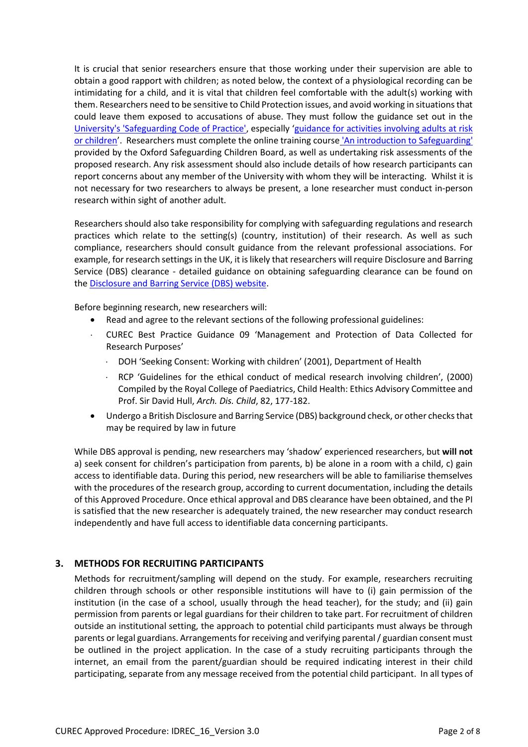It is crucial that senior researchers ensure that those working under their supervision are able to obtain a good rapport with children; as noted below, the context of a physiological recording can be intimidating for a child, and it is vital that children feel comfortable with the adult(s) working with them. Researchers need to be sensitive to Child Protection issues, and avoid working in situations that could leave them exposed to accusations of abuse. They must follow the guidance set out in the University's 'Safeguarding Code of Practice', especially 'guidance for activities involving adults at risk or children'. Researchers must complete the online training course 'An introduction to Safeguarding' provided by the Oxford Safeguarding Children Board, as well as undertaking risk assessments of the proposed research. Any risk assessment should also include details of how research participants can report concerns about any member of the University with whom they will be interacting. Whilst it is not necessary for two researchers to always be present, a lone researcher must conduct in-person research within sight of another adult.

Researchers should also take responsibility for complying with safeguarding regulations and research practices which relate to the setting(s) (country, institution) of their research. As well as such compliance, researchers should consult guidance from the relevant professional associations. For example, for research settings in the UK, it is likely that researchers will require Disclosure and Barring Service (DBS) clearance - detailed guidance on obtaining safeguarding clearance can be found on the Disclosure and Barring Service (DBS) website.

Before beginning research, new researchers will:

- Read and agree to the relevant sections of the following professional guidelines:
  - CUREC Best Practice Guidance 09 'Management and Protection of Data Collected for Research Purposes'
    - DOH 'Seeking Consent: Working with children' (2001), Department of Health
    - RCP 'Guidelines for the ethical conduct of medical research involving children', (2000) Compiled by the Royal College of Paediatrics, Child Health: Ethics Advisory Committee and Prof. Sir David Hull, *Arch. Dis. Child*, 82, 177-182.
- Undergo a British Disclosure and Barring Service (DBS) background check, or other checks that may be required by law in future

While DBS approval is pending, new researchers may 'shadow' experienced researchers, but **will not** a) seek consent for children's participation from parents, b) be alone in a room with a child, c) gain access to identifiable data. During this period, new researchers will be able to familiarise themselves with the procedures of the research group, according to current documentation, including the details of this Approved Procedure. Once ethical approval and DBS clearance have been obtained, and the PI is satisfied that the new researcher is adequately trained, the new researcher may conduct research independently and have full access to identifiable data concerning participants.

## 3. METHODS FOR RECRUITING PARTICIPANTS

Methods for recruitment/sampling will depend on the study. For example, researchers recruiting children through schools or other responsible institutions will have to (i) gain permission of the institution (in the case of a school, usually through the head teacher), for the study; and (ii) gain permission from parents or legal guardians for their children to take part. For recruitment of children outside an institutional setting, the approach to potential child participants must always be through parents or legal guardians. Arrangements for receiving and verifying parental / guardian consent must be outlined in the project application. In the case of a study recruiting participants through the internet, an email from the parent/guardian should be required indicating interest in their child participating, separate from any message received from the potential child participant. In all types of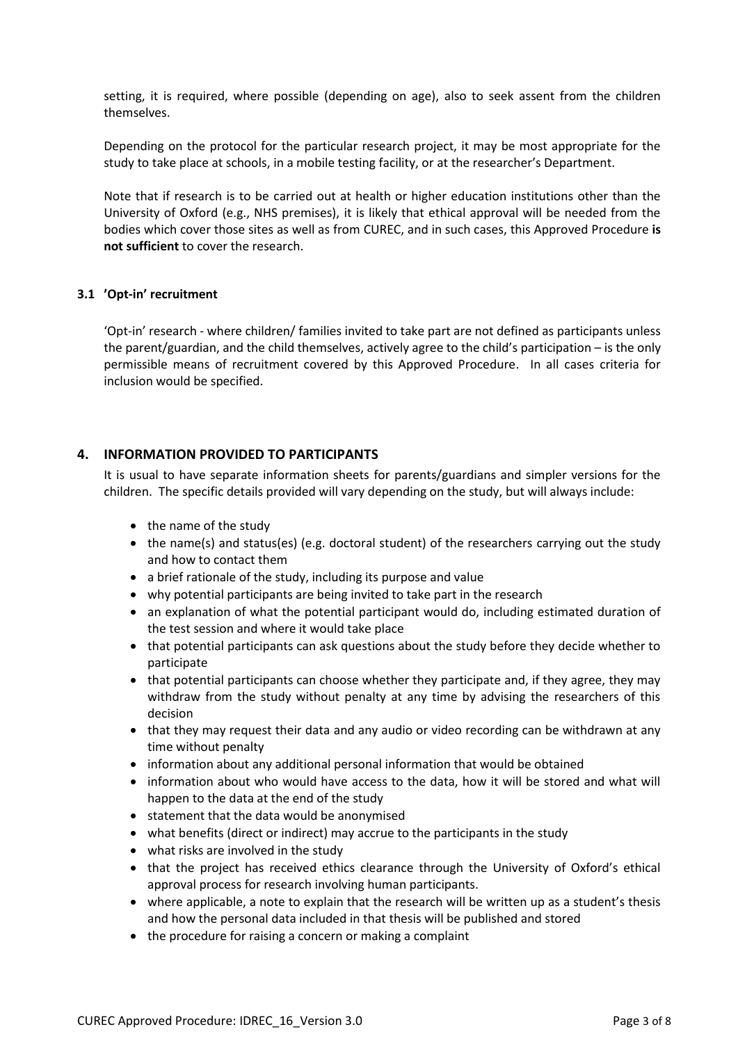setting, it is required, where possible (depending on age), also to seek assent from the children themselves.

Depending on the protocol for the particular research project, it may be most appropriate for the study to take place at schools, in a mobile testing facility, or at the researcher's Department.

Note that if research is to be carried out at health or higher education institutions other than the University of Oxford (e.g., NHS premises), it is likely that ethical approval will be needed from the bodies which cover those sites as well as from CUREC, and in such cases, this Approved Procedure **is not sufficient** to cover the research.

### 3.1 'Opt-in' recruitment

'Opt-in' research - where children/ families invited to take part are not defined as participants unless the parent/guardian, and the child themselves, actively agree to the child's participation – is the only permissible means of recruitment covered by this Approved Procedure. In all cases criteria for inclusion would be specified.

## 4. INFORMATION PROVIDED TO PARTICIPANTS

It is usual to have separate information sheets for parents/guardians and simpler versions for the children. The specific details provided will vary depending on the study, but will always include:

- the name of the study
- the name(s) and status(es) (e.g. doctoral student) of the researchers carrying out the study and how to contact them
- a brief rationale of the study, including its purpose and value
- why potential participants are being invited to take part in the research
- an explanation of what the potential participant would do, including estimated duration of the test session and where it would take place
- that potential participants can ask questions about the study before they decide whether to participate
- that potential participants can choose whether they participate and, if they agree, they may withdraw from the study without penalty at any time by advising the researchers of this decision
- that they may request their data and any audio or video recording can be withdrawn at any time without penalty
- information about any additional personal information that would be obtained
- information about who would have access to the data, how it will be stored and what will happen to the data at the end of the study
- statement that the data would be anonymised
- what benefits (direct or indirect) may accrue to the participants in the study
- what risks are involved in the study
- that the project has received ethics clearance through the University of Oxford's ethical approval process for research involving human participants.
- where applicable, a note to explain that the research will be written up as a student's thesis and how the personal data included in that thesis will be published and stored
- the procedure for raising a concern or making a complaint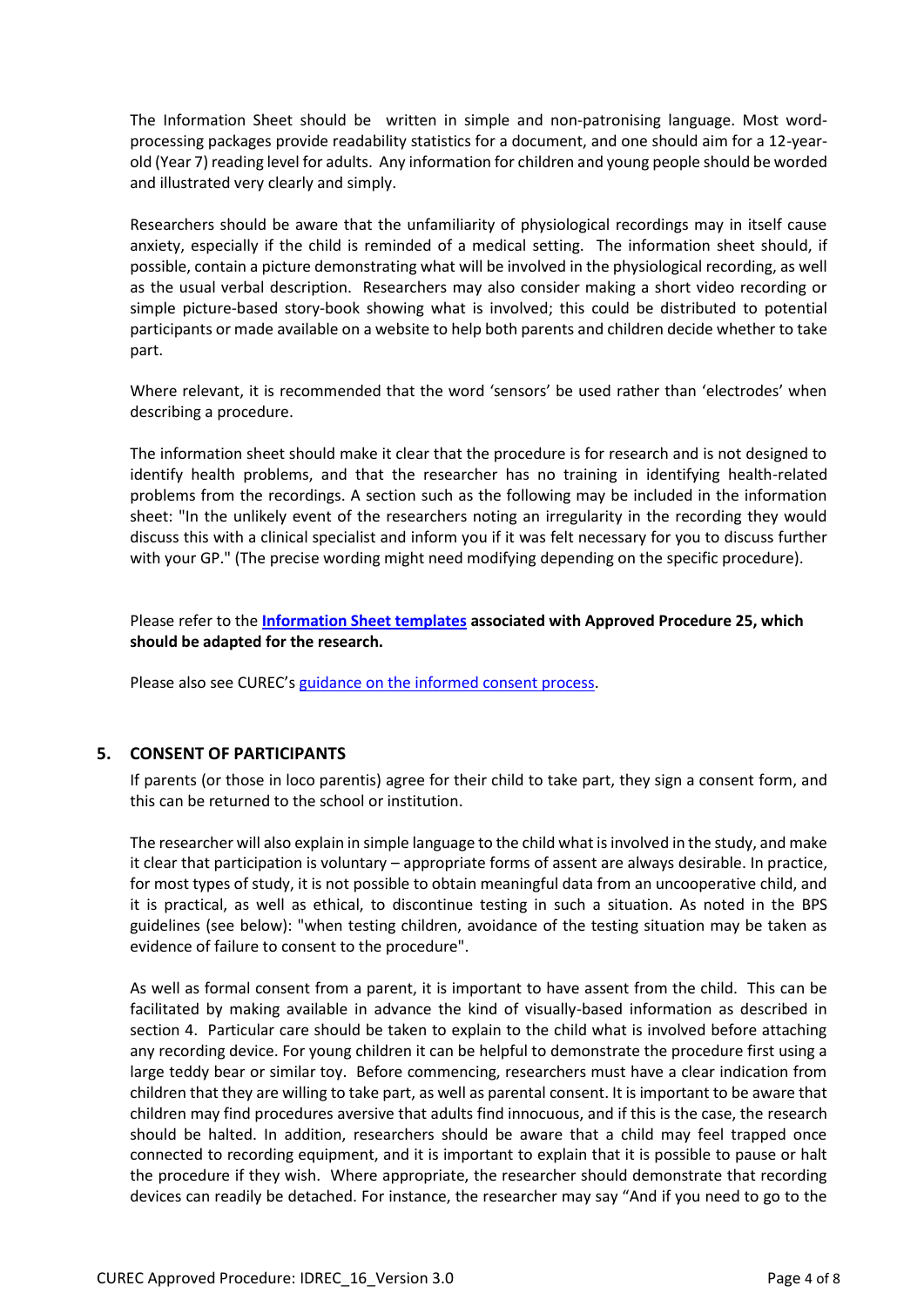The Information Sheet should be written in simple and non-patronising language. Most word-processing packages provide readability statistics for a document, and one should aim for a 12-year-old (Year 7) reading level for adults. Any information for children and young people should be worded and illustrated very clearly and simply.

Researchers should be aware that the unfamiliarity of physiological recordings may in itself cause anxiety, especially if the child is reminded of a medical setting. The information sheet should, if possible, contain a picture demonstrating what will be involved in the physiological recording, as well as the usual verbal description. Researchers may also consider making a short video recording or simple picture-based story-book showing what is involved; this could be distributed to potential participants or made available on a website to help both parents and children decide whether to take part.

Where relevant, it is recommended that the word 'sensors' be used rather than 'electrodes' when describing a procedure.

The information sheet should make it clear that the procedure is for research and is not designed to identify health problems, and that the researcher has no training in identifying health-related problems from the recordings. A section such as the following may be included in the information sheet: "In the unlikely event of the researchers noting an irregularity in the recording they would discuss this with a clinical specialist and inform you if it was felt necessary for you to discuss further with your GP." (The precise wording might need modifying depending on the specific procedure).

**Please refer to the [Information Sheet templates] associated with Approved Procedure 25, which should be adapted for the research.**

Please also see CUREC's [guidance on the informed consent process].

## 5. CONSENT OF PARTICIPANTS

If parents (or those in loco parentis) agree for their child to take part, they sign a consent form, and this can be returned to the school or institution.

The researcher will also explain in simple language to the child what is involved in the study, and make it clear that participation is voluntary – appropriate forms of assent are always desirable. In practice, for most types of study, it is not possible to obtain meaningful data from an uncooperative child, and it is practical, as well as ethical, to discontinue testing in such a situation. As noted in the BPS guidelines (see below): "when testing children, avoidance of the testing situation may be taken as evidence of failure to consent to the procedure".

As well as formal consent from a parent, it is important to have assent from the child. This can be facilitated by making available in advance the kind of visually-based information as described in section 4. Particular care should be taken to explain to the child what is involved before attaching any recording device. For young children it can be helpful to demonstrate the procedure first using a large teddy bear or similar toy. Before commencing, researchers must have a clear indication from children that they are willing to take part, as well as parental consent. It is important to be aware that children may find procedures aversive that adults find innocuous, and if this is the case, the research should be halted. In addition, researchers should be aware that a child may feel trapped once connected to recording equipment, and it is important to explain that it is possible to pause or halt the procedure if they wish. Where appropriate, the researcher should demonstrate that recording devices can readily be detached. For instance, the researcher may say "And if you need to go to the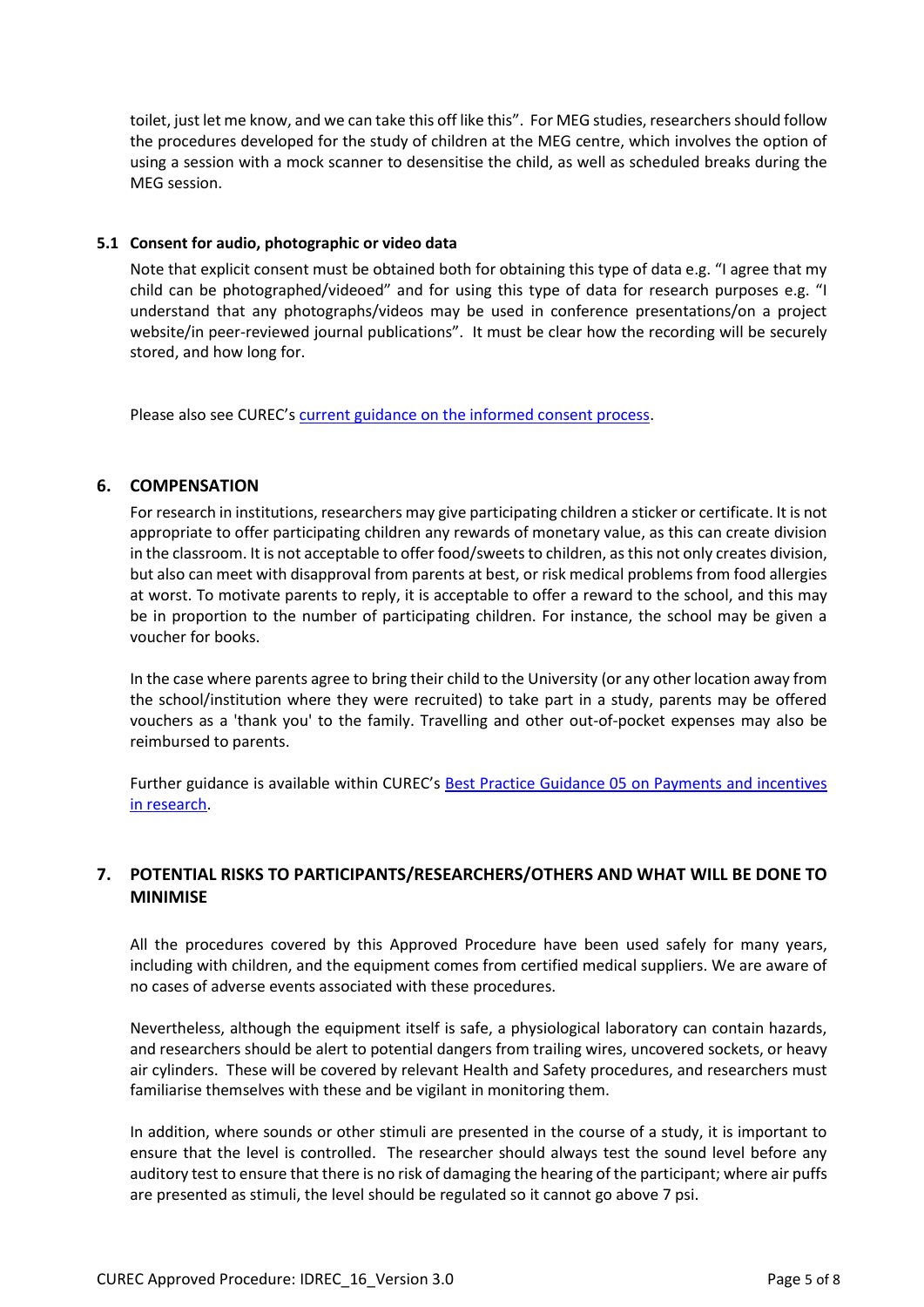toilet, just let me know, and we can take this off like this". For MEG studies, researchers should follow the procedures developed for the study of children at the MEG centre, which involves the option of using a session with a mock scanner to desensitise the child, as well as scheduled breaks during the MEG session.

### 5.1 Consent for audio, photographic or video data

Note that explicit consent must be obtained both for obtaining this type of data e.g. "I agree that my child can be photographed/videoed" and for using this type of data for research purposes e.g. "I understand that any photographs/videos may be used in conference presentations/on a project website/in peer-reviewed journal publications". It must be clear how the recording will be securely stored, and how long for.

Please also see CUREC's [current guidance on the informed consent process](#).

## 6. COMPENSATION

For research in institutions, researchers may give participating children a sticker or certificate. It is not appropriate to offer participating children any rewards of monetary value, as this can create division in the classroom. It is not acceptable to offer food/sweets to children, as this not only creates division, but also can meet with disapproval from parents at best, or risk medical problems from food allergies at worst. To motivate parents to reply, it is acceptable to offer a reward to the school, and this may be in proportion to the number of participating children. For instance, the school may be given a voucher for books.

In the case where parents agree to bring their child to the University (or any other location away from the school/institution where they were recruited) to take part in a study, parents may be offered vouchers as a 'thank you' to the family. Travelling and other out-of-pocket expenses may also be reimbursed to parents.

Further guidance is available within CUREC's [Best Practice Guidance 05 on Payments and incentives in research](#).

## 7. POTENTIAL RISKS TO PARTICIPANTS/RESEARCHERS/OTHERS AND WHAT WILL BE DONE TO MINIMISE

All the procedures covered by this Approved Procedure have been used safely for many years, including with children, and the equipment comes from certified medical suppliers. We are aware of no cases of adverse events associated with these procedures.

Nevertheless, although the equipment itself is safe, a physiological laboratory can contain hazards, and researchers should be alert to potential dangers from trailing wires, uncovered sockets, or heavy air cylinders. These will be covered by relevant Health and Safety procedures, and researchers must familiarise themselves with these and be vigilant in monitoring them.

In addition, where sounds or other stimuli are presented in the course of a study, it is important to ensure that the level is controlled. The researcher should always test the sound level before any auditory test to ensure that there is no risk of damaging the hearing of the participant; where air puffs are presented as stimuli, the level should be regulated so it cannot go above 7 psi.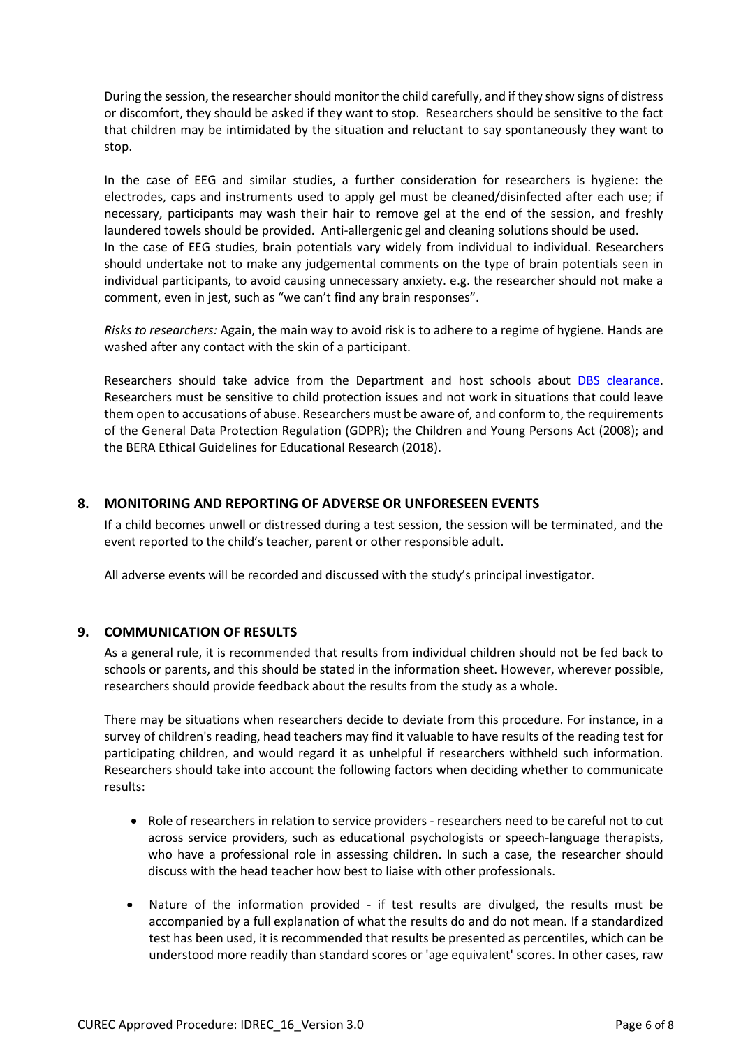During the session, the researcher should monitor the child carefully, and if they show signs of distress or discomfort, they should be asked if they want to stop. Researchers should be sensitive to the fact that children may be intimidated by the situation and reluctant to say spontaneously they want to stop.

In the case of EEG and similar studies, a further consideration for researchers is hygiene: the electrodes, caps and instruments used to apply gel must be cleaned/disinfected after each use; if necessary, participants may wash their hair to remove gel at the end of the session, and freshly laundered towels should be provided. Anti-allergenic gel and cleaning solutions should be used.
In the case of EEG studies, brain potentials vary widely from individual to individual. Researchers should undertake not to make any judgemental comments on the type of brain potentials seen in individual participants, to avoid causing unnecessary anxiety. e.g. the researcher should not make a comment, even in jest, such as "we can't find any brain responses".

*Risks to researchers:* Again, the main way to avoid risk is to adhere to a regime of hygiene. Hands are washed after any contact with the skin of a participant.

Researchers should take advice from the Department and host schools about DBS clearance. Researchers must be sensitive to child protection issues and not work in situations that could leave them open to accusations of abuse. Researchers must be aware of, and conform to, the requirements of the General Data Protection Regulation (GDPR); the Children and Young Persons Act (2008); and the BERA Ethical Guidelines for Educational Research (2018).

## 8. MONITORING AND REPORTING OF ADVERSE OR UNFORESEEN EVENTS

If a child becomes unwell or distressed during a test session, the session will be terminated, and the event reported to the child's teacher, parent or other responsible adult.

All adverse events will be recorded and discussed with the study's principal investigator.

## 9. COMMUNICATION OF RESULTS

As a general rule, it is recommended that results from individual children should not be fed back to schools or parents, and this should be stated in the information sheet. However, wherever possible, researchers should provide feedback about the results from the study as a whole.

There may be situations when researchers decide to deviate from this procedure. For instance, in a survey of children's reading, head teachers may find it valuable to have results of the reading test for participating children, and would regard it as unhelpful if researchers withheld such information. Researchers should take into account the following factors when deciding whether to communicate results:

- Role of researchers in relation to service providers - researchers need to be careful not to cut across service providers, such as educational psychologists or speech-language therapists, who have a professional role in assessing children. In such a case, the researcher should discuss with the head teacher how best to liaise with other professionals.

- Nature of the information provided - if test results are divulged, the results must be accompanied by a full explanation of what the results do and do not mean. If a standardized test has been used, it is recommended that results be presented as percentiles, which can be understood more readily than standard scores or 'age equivalent' scores. In other cases, raw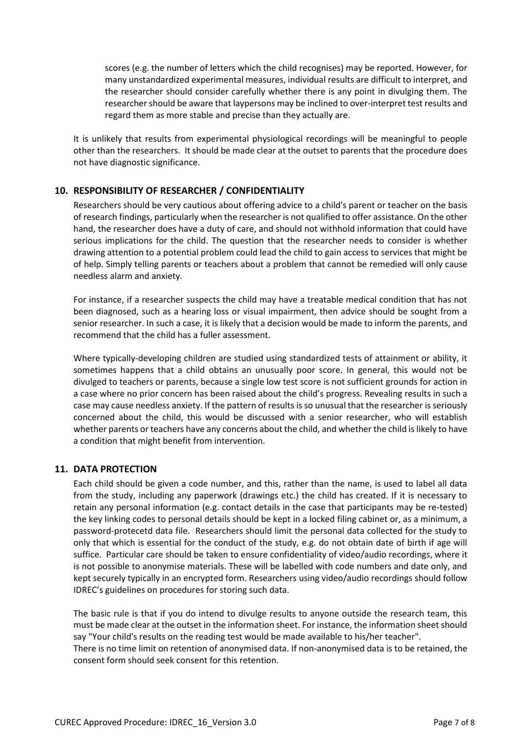scores (e.g. the number of letters which the child recognises) may be reported. However, for many unstandardized experimental measures, individual results are difficult to interpret, and the researcher should consider carefully whether there is any point in divulging them. The researcher should be aware that laypersons may be inclined to over-interpret test results and regard them as more stable and precise than they actually are.

It is unlikely that results from experimental physiological recordings will be meaningful to people other than the researchers. It should be made clear at the outset to parents that the procedure does not have diagnostic significance.

## 10. RESPONSIBILITY OF RESEARCHER / CONFIDENTIALITY

Researchers should be very cautious about offering advice to a child's parent or teacher on the basis of research findings, particularly when the researcher is not qualified to offer assistance. On the other hand, the researcher does have a duty of care, and should not withhold information that could have serious implications for the child. The question that the researcher needs to consider is whether drawing attention to a potential problem could lead the child to gain access to services that might be of help. Simply telling parents or teachers about a problem that cannot be remedied will only cause needless alarm and anxiety.

For instance, if a researcher suspects the child may have a treatable medical condition that has not been diagnosed, such as a hearing loss or visual impairment, then advice should be sought from a senior researcher. In such a case, it is likely that a decision would be made to inform the parents, and recommend that the child has a fuller assessment.

Where typically-developing children are studied using standardized tests of attainment or ability, it sometimes happens that a child obtains an unusually poor score. In general, this would not be divulged to teachers or parents, because a single low test score is not sufficient grounds for action in a case where no prior concern has been raised about the child's progress. Revealing results in such a case may cause needless anxiety. If the pattern of results is so unusual that the researcher is seriously concerned about the child, this would be discussed with a senior researcher, who will establish whether parents or teachers have any concerns about the child, and whether the child is likely to have a condition that might benefit from intervention.

## 11. DATA PROTECTION

Each child should be given a code number, and this, rather than the name, is used to label all data from the study, including any paperwork (drawings etc.) the child has created. If it is necessary to retain any personal information (e.g. contact details in the case that participants may be re-tested) the key linking codes to personal details should be kept in a locked filing cabinet or, as a minimum, a password-protecetd data file. Researchers should limit the personal data collected for the study to only that which is essential for the conduct of the study, e.g. do not obtain date of birth if age will suffice. Particular care should be taken to ensure confidentiality of video/audio recordings, where it is not possible to anonymise materials. These will be labelled with code numbers and date only, and kept securely typically in an encrypted form. Researchers using video/audio recordings should follow IDREC's guidelines on procedures for storing such data.

The basic rule is that if you do intend to divulge results to anyone outside the research team, this must be made clear at the outset in the information sheet. For instance, the information sheet should say "Your child's results on the reading test would be made available to his/her teacher".
There is no time limit on retention of anonymised data. If non-anonymised data is to be retained, the consent form should seek consent for this retention.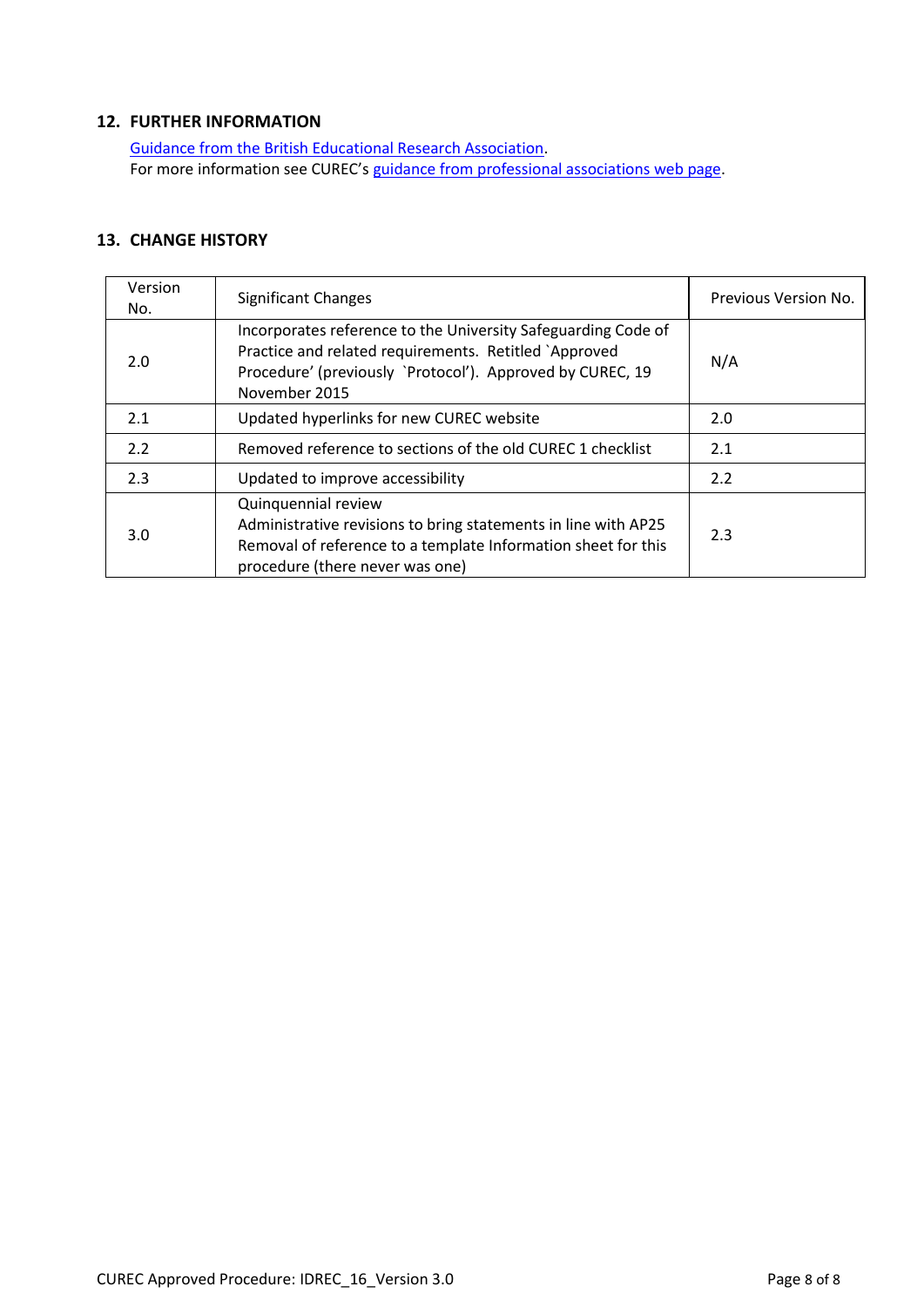## 12. FURTHER INFORMATION

Guidance from the British Educational Research Association.
For more information see CUREC's guidance from professional associations web page.

## 13. CHANGE HISTORY

| Version No. | Significant Changes | Previous Version No. |
|---|---|---|
| 2.0 | Incorporates reference to the University Safeguarding Code of Practice and related requirements. Retitled `Approved Procedure' (previously `Protocol'). Approved by CUREC, 19 November 2015 | N/A |
| 2.1 | Updated hyperlinks for new CUREC website | 2.0 |
| 2.2 | Removed reference to sections of the old CUREC 1 checklist | 2.1 |
| 2.3 | Updated to improve accessibility | 2.2 |
| 3.0 | Quinquennial review<br>Administrative revisions to bring statements in line with AP25<br>Removal of reference to a template Information sheet for this procedure (there never was one) | 2.3 |